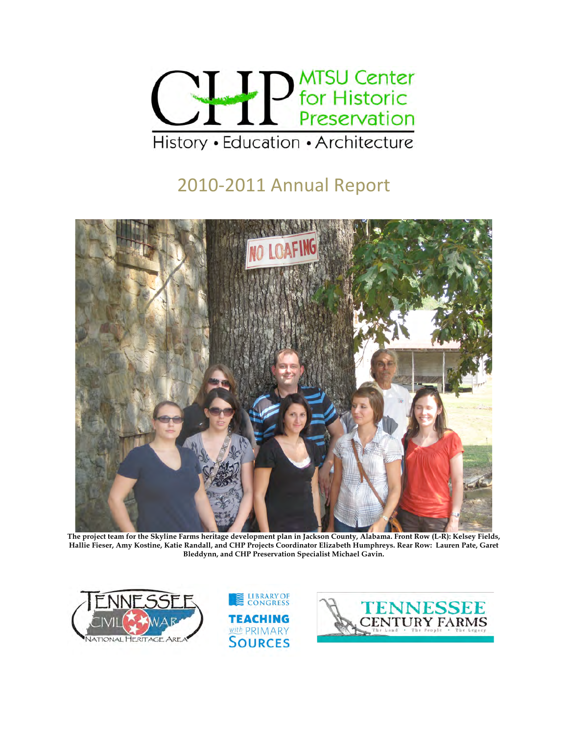# CHP MTSU Center for Historic Preservation

History • Education • Architecture

## 2010-2011 Annual Report

**The project team for the Skyline Farms heritage development plan in Jackson County, Alabama. Front Row (L-R): Kelsey Fields, Hallie Fieser, Amy Kostine, Katie Randall, and CHP Projects Coordinator Elizabeth Humphreys. Rear Row: Lauren Pate, Garet Bleddynn, and CHP Preservation Specialist Michael Gavin.**

Tennessee Civil War National Heritage Area

Library of Congress Teaching with Primary Sources

Tennessee Century Farms — The Land • The People • The Legacy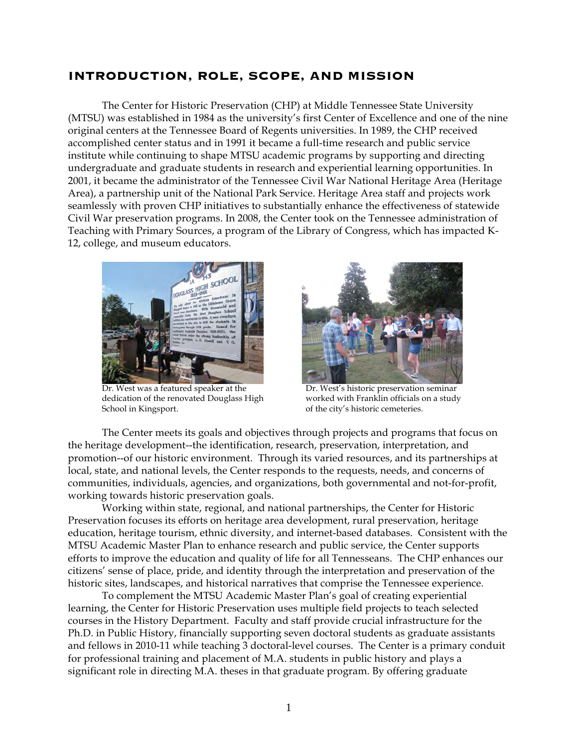## INTRODUCTION, ROLE, SCOPE, AND MISSION

The Center for Historic Preservation (CHP) at Middle Tennessee State University (MTSU) was established in 1984 as the university's first Center of Excellence and one of the nine original centers at the Tennessee Board of Regents universities. In 1989, the CHP received accomplished center status and in 1991 it became a full-time research and public service institute while continuing to shape MTSU academic programs by supporting and directing undergraduate and graduate students in research and experiential learning opportunities. In 2001, it became the administrator of the Tennessee Civil War National Heritage Area (Heritage Area), a partnership unit of the National Park Service. Heritage Area staff and projects work seamlessly with proven CHP initiatives to substantially enhance the effectiveness of statewide Civil War preservation programs. In 2008, the Center took on the Tennessee administration of Teaching with Primary Sources, a program of the Library of Congress, which has impacted K-12, college, and museum educators.

Dr. West was a featured speaker at the dedication of the renovated Douglass High School in Kingsport.

Dr. West's historic preservation seminar worked with Franklin officials on a study of the city's historic cemeteries.

The Center meets its goals and objectives through projects and programs that focus on the heritage development--the identification, research, preservation, interpretation, and promotion--of our historic environment. Through its varied resources, and its partnerships at local, state, and national levels, the Center responds to the requests, needs, and concerns of communities, individuals, agencies, and organizations, both governmental and not-for-profit, working towards historic preservation goals.

Working within state, regional, and national partnerships, the Center for Historic Preservation focuses its efforts on heritage area development, rural preservation, heritage education, heritage tourism, ethnic diversity, and internet-based databases. Consistent with the MTSU Academic Master Plan to enhance research and public service, the Center supports efforts to improve the education and quality of life for all Tennesseans. The CHP enhances our citizens' sense of place, pride, and identity through the interpretation and preservation of the historic sites, landscapes, and historical narratives that comprise the Tennessee experience.

To complement the MTSU Academic Master Plan's goal of creating experiential learning, the Center for Historic Preservation uses multiple field projects to teach selected courses in the History Department. Faculty and staff provide crucial infrastructure for the Ph.D. in Public History, financially supporting seven doctoral students as graduate assistants and fellows in 2010-11 while teaching 3 doctoral-level courses. The Center is a primary conduit for professional training and placement of M.A. students in public history and plays a significant role in directing M.A. theses in that graduate program. By offering graduate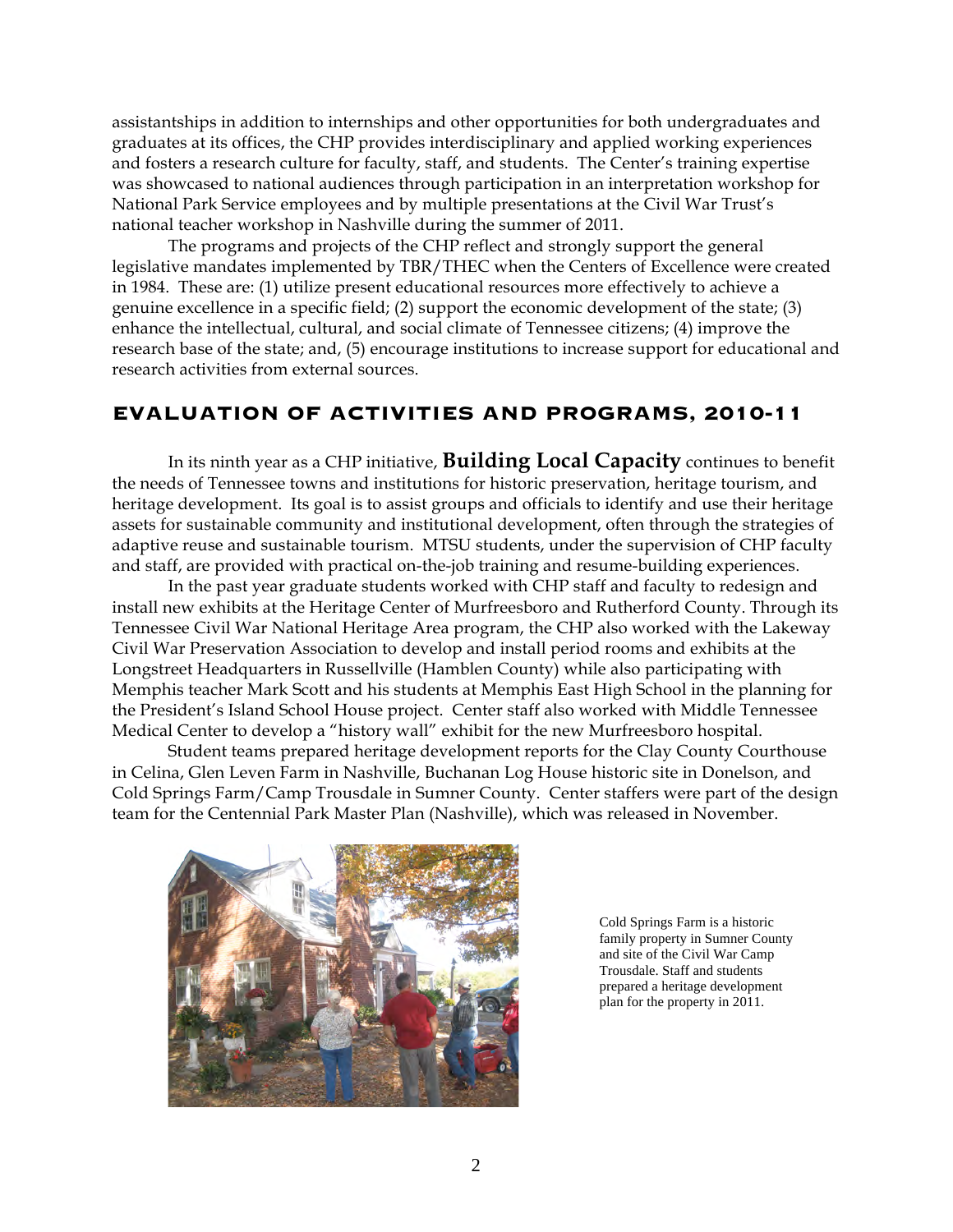assistantships in addition to internships and other opportunities for both undergraduates and graduates at its offices, the CHP provides interdisciplinary and applied working experiences and fosters a research culture for faculty, staff, and students. The Center's training expertise was showcased to national audiences through participation in an interpretation workshop for National Park Service employees and by multiple presentations at the Civil War Trust's national teacher workshop in Nashville during the summer of 2011.

The programs and projects of the CHP reflect and strongly support the general legislative mandates implemented by TBR/THEC when the Centers of Excellence were created in 1984. These are: (1) utilize present educational resources more effectively to achieve a genuine excellence in a specific field; (2) support the economic development of the state; (3) enhance the intellectual, cultural, and social climate of Tennessee citizens; (4) improve the research base of the state; and, (5) encourage institutions to increase support for educational and research activities from external sources.

## EVALUATION OF ACTIVITIES AND PROGRAMS, 2010-11

In its ninth year as a CHP initiative, **Building Local Capacity** continues to benefit the needs of Tennessee towns and institutions for historic preservation, heritage tourism, and heritage development. Its goal is to assist groups and officials to identify and use their heritage assets for sustainable community and institutional development, often through the strategies of adaptive reuse and sustainable tourism. MTSU students, under the supervision of CHP faculty and staff, are provided with practical on-the-job training and resume-building experiences.

In the past year graduate students worked with CHP staff and faculty to redesign and install new exhibits at the Heritage Center of Murfreesboro and Rutherford County. Through its Tennessee Civil War National Heritage Area program, the CHP also worked with the Lakeway Civil War Preservation Association to develop and install period rooms and exhibits at the Longstreet Headquarters in Russellville (Hamblen County) while also participating with Memphis teacher Mark Scott and his students at Memphis East High School in the planning for the President's Island School House project. Center staff also worked with Middle Tennessee Medical Center to develop a "history wall" exhibit for the new Murfreesboro hospital.

Student teams prepared heritage development reports for the Clay County Courthouse in Celina, Glen Leven Farm in Nashville, Buchanan Log House historic site in Donelson, and Cold Springs Farm/Camp Trousdale in Sumner County. Center staffers were part of the design team for the Centennial Park Master Plan (Nashville), which was released in November.

Cold Springs Farm is a historic family property in Sumner County and site of the Civil War Camp Trousdale. Staff and students prepared a heritage development plan for the property in 2011.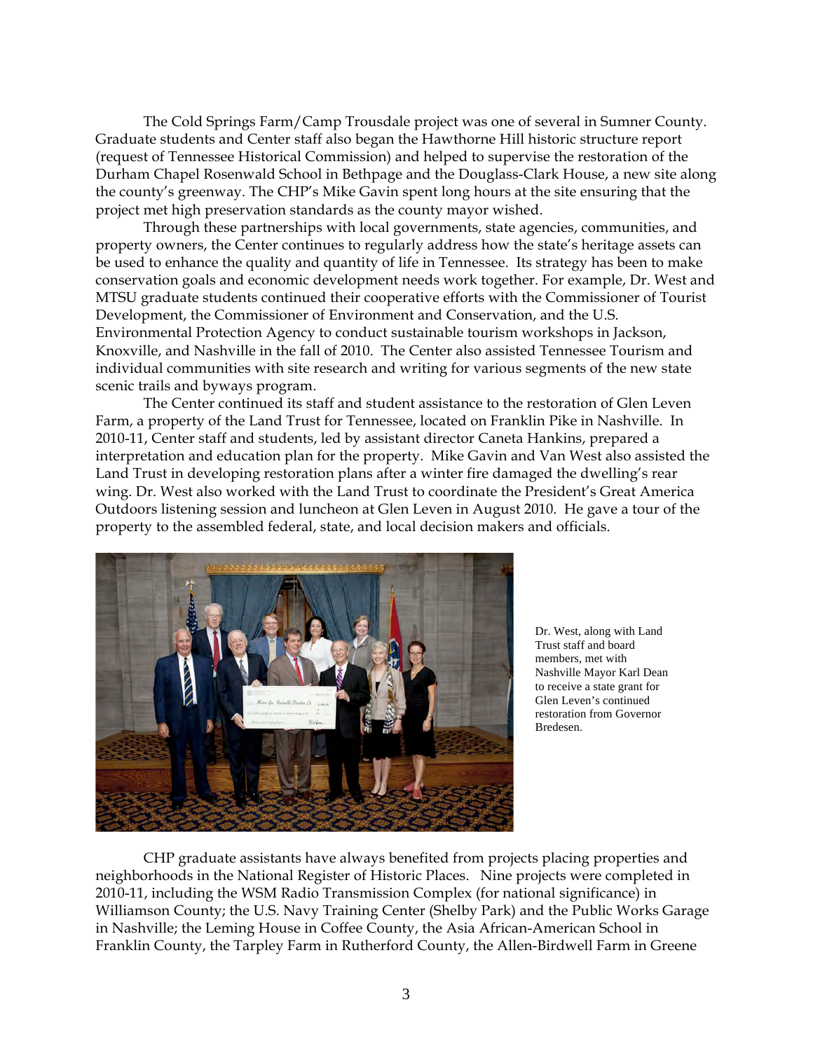The Cold Springs Farm/Camp Trousdale project was one of several in Sumner County. Graduate students and Center staff also began the Hawthorne Hill historic structure report (request of Tennessee Historical Commission) and helped to supervise the restoration of the Durham Chapel Rosenwald School in Bethpage and the Douglass-Clark House, a new site along the county's greenway. The CHP's Mike Gavin spent long hours at the site ensuring that the project met high preservation standards as the county mayor wished.

Through these partnerships with local governments, state agencies, communities, and property owners, the Center continues to regularly address how the state's heritage assets can be used to enhance the quality and quantity of life in Tennessee. Its strategy has been to make conservation goals and economic development needs work together. For example, Dr. West and MTSU graduate students continued their cooperative efforts with the Commissioner of Tourist Development, the Commissioner of Environment and Conservation, and the U.S. Environmental Protection Agency to conduct sustainable tourism workshops in Jackson, Knoxville, and Nashville in the fall of 2010. The Center also assisted Tennessee Tourism and individual communities with site research and writing for various segments of the new state scenic trails and byways program.

The Center continued its staff and student assistance to the restoration of Glen Leven Farm, a property of the Land Trust for Tennessee, located on Franklin Pike in Nashville. In 2010-11, Center staff and students, led by assistant director Caneta Hankins, prepared a interpretation and education plan for the property. Mike Gavin and Van West also assisted the Land Trust in developing restoration plans after a winter fire damaged the dwelling's rear wing. Dr. West also worked with the Land Trust to coordinate the President's Great America Outdoors listening session and luncheon at Glen Leven in August 2010. He gave a tour of the property to the assembled federal, state, and local decision makers and officials.

Dr. West, along with Land Trust staff and board members, met with Nashville Mayor Karl Dean to receive a state grant for Glen Leven's continued restoration from Governor Bredesen.

CHP graduate assistants have always benefited from projects placing properties and neighborhoods in the National Register of Historic Places. Nine projects were completed in 2010-11, including the WSM Radio Transmission Complex (for national significance) in Williamson County; the U.S. Navy Training Center (Shelby Park) and the Public Works Garage in Nashville; the Leming House in Coffee County, the Asia African-American School in Franklin County, the Tarpley Farm in Rutherford County, the Allen-Birdwell Farm in Greene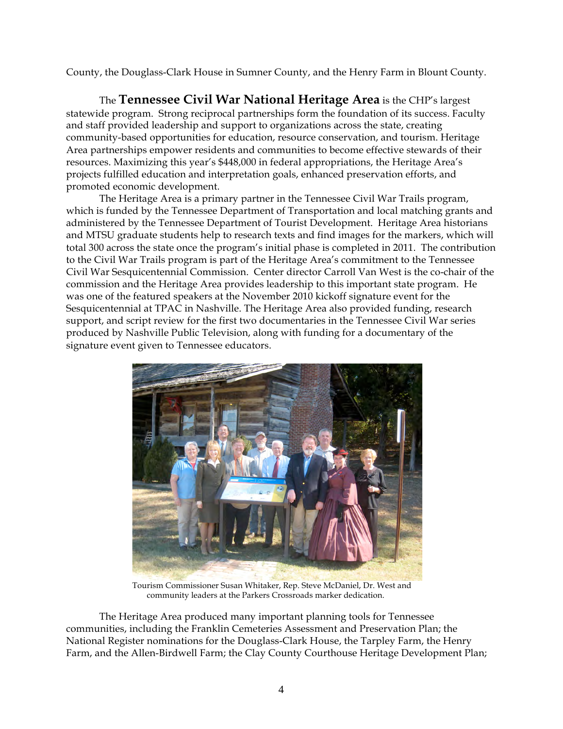County, the Douglass-Clark House in Sumner County, and the Henry Farm in Blount County.

The **Tennessee Civil War National Heritage Area** is the CHP's largest statewide program. Strong reciprocal partnerships form the foundation of its success. Faculty and staff provided leadership and support to organizations across the state, creating community-based opportunities for education, resource conservation, and tourism. Heritage Area partnerships empower residents and communities to become effective stewards of their resources. Maximizing this year's $448,000 in federal appropriations, the Heritage Area's projects fulfilled education and interpretation goals, enhanced preservation efforts, and promoted economic development.

The Heritage Area is a primary partner in the Tennessee Civil War Trails program, which is funded by the Tennessee Department of Transportation and local matching grants and administered by the Tennessee Department of Tourist Development. Heritage Area historians and MTSU graduate students help to research texts and find images for the markers, which will total 300 across the state once the program's initial phase is completed in 2011. The contribution to the Civil War Trails program is part of the Heritage Area's commitment to the Tennessee Civil War Sesquicentennial Commission. Center director Carroll Van West is the co-chair of the commission and the Heritage Area provides leadership to this important state program. He was one of the featured speakers at the November 2010 kickoff signature event for the Sesquicentennial at TPAC in Nashville. The Heritage Area also provided funding, research support, and script review for the first two documentaries in the Tennessee Civil War series produced by Nashville Public Television, along with funding for a documentary of the signature event given to Tennessee educators.

Tourism Commissioner Susan Whitaker, Rep. Steve McDaniel, Dr. West and community leaders at the Parkers Crossroads marker dedication.

The Heritage Area produced many important planning tools for Tennessee communities, including the Franklin Cemeteries Assessment and Preservation Plan; the National Register nominations for the Douglass-Clark House, the Tarpley Farm, the Henry Farm, and the Allen-Birdwell Farm; the Clay County Courthouse Heritage Development Plan;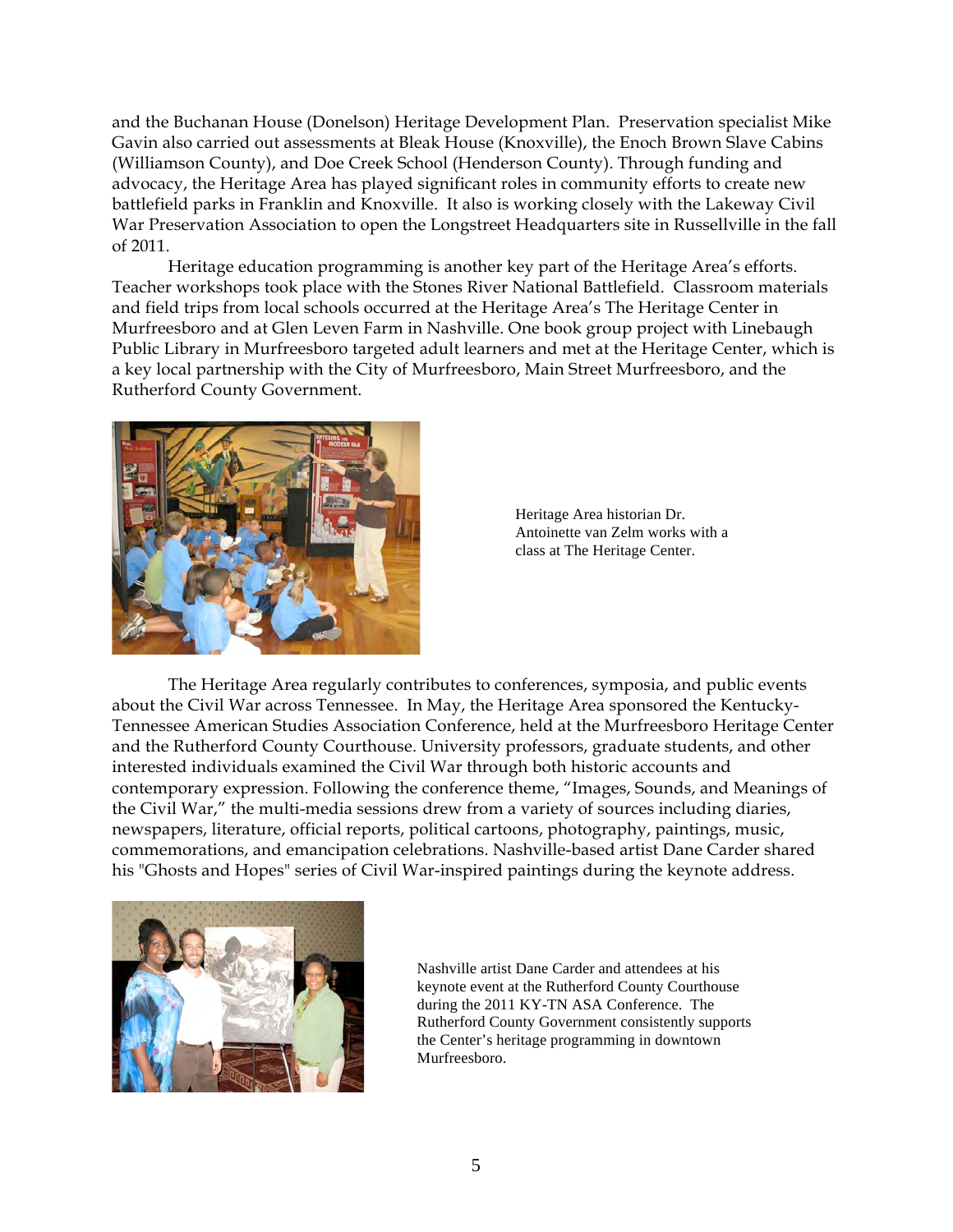and the Buchanan House (Donelson) Heritage Development Plan. Preservation specialist Mike Gavin also carried out assessments at Bleak House (Knoxville), the Enoch Brown Slave Cabins (Williamson County), and Doe Creek School (Henderson County). Through funding and advocacy, the Heritage Area has played significant roles in community efforts to create new battlefield parks in Franklin and Knoxville. It also is working closely with the Lakeway Civil War Preservation Association to open the Longstreet Headquarters site in Russellville in the fall of 2011.

Heritage education programming is another key part of the Heritage Area's efforts. Teacher workshops took place with the Stones River National Battlefield. Classroom materials and field trips from local schools occurred at the Heritage Area's The Heritage Center in Murfreesboro and at Glen Leven Farm in Nashville. One book group project with Linebaugh Public Library in Murfreesboro targeted adult learners and met at the Heritage Center, which is a key local partnership with the City of Murfreesboro, Main Street Murfreesboro, and the Rutherford County Government.

Heritage Area historian Dr. Antoinette van Zelm works with a class at The Heritage Center.

The Heritage Area regularly contributes to conferences, symposia, and public events about the Civil War across Tennessee. In May, the Heritage Area sponsored the Kentucky-Tennessee American Studies Association Conference, held at the Murfreesboro Heritage Center and the Rutherford County Courthouse. University professors, graduate students, and other interested individuals examined the Civil War through both historic accounts and contemporary expression. Following the conference theme, "Images, Sounds, and Meanings of the Civil War," the multi-media sessions drew from a variety of sources including diaries, newspapers, literature, official reports, political cartoons, photography, paintings, music, commemorations, and emancipation celebrations. Nashville-based artist Dane Carder shared his "Ghosts and Hopes" series of Civil War-inspired paintings during the keynote address.

Nashville artist Dane Carder and attendees at his keynote event at the Rutherford County Courthouse during the 2011 KY-TN ASA Conference. The Rutherford County Government consistently supports the Center's heritage programming in downtown Murfreesboro.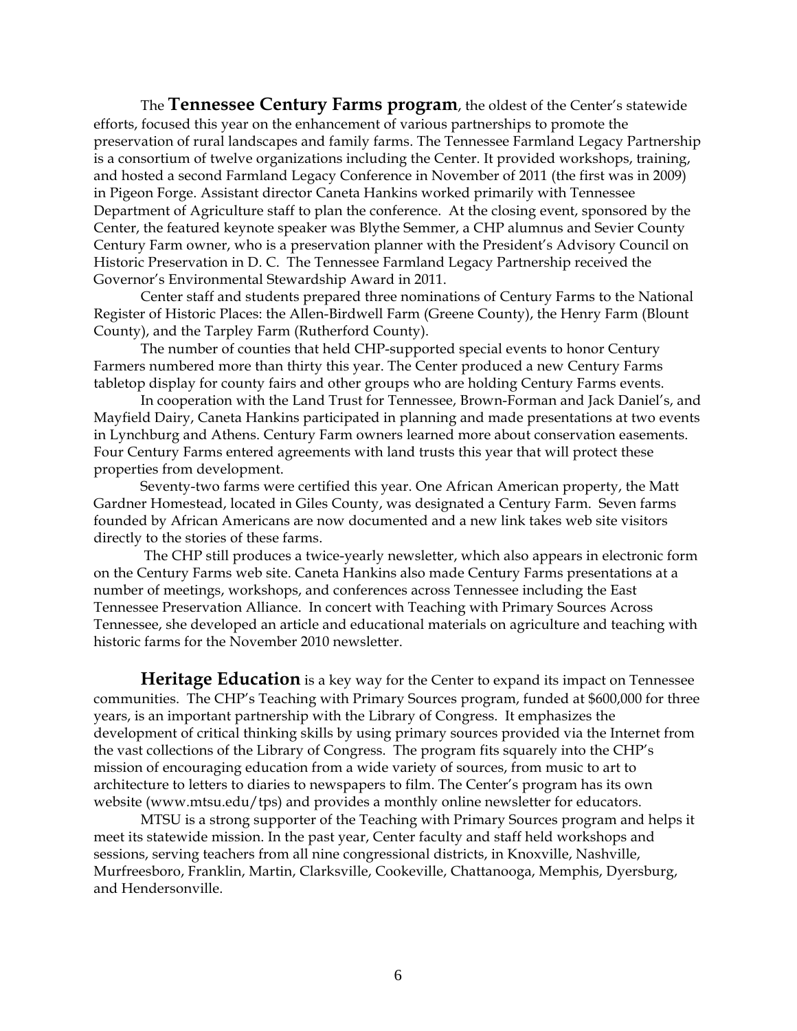The **Tennessee Century Farms program**, the oldest of the Center's statewide efforts, focused this year on the enhancement of various partnerships to promote the preservation of rural landscapes and family farms. The Tennessee Farmland Legacy Partnership is a consortium of twelve organizations including the Center. It provided workshops, training, and hosted a second Farmland Legacy Conference in November of 2011 (the first was in 2009) in Pigeon Forge. Assistant director Caneta Hankins worked primarily with Tennessee Department of Agriculture staff to plan the conference. At the closing event, sponsored by the Center, the featured keynote speaker was Blythe Semmer, a CHP alumnus and Sevier County Century Farm owner, who is a preservation planner with the President's Advisory Council on Historic Preservation in D. C. The Tennessee Farmland Legacy Partnership received the Governor's Environmental Stewardship Award in 2011.

Center staff and students prepared three nominations of Century Farms to the National Register of Historic Places: the Allen-Birdwell Farm (Greene County), the Henry Farm (Blount County), and the Tarpley Farm (Rutherford County).

The number of counties that held CHP-supported special events to honor Century Farmers numbered more than thirty this year. The Center produced a new Century Farms tabletop display for county fairs and other groups who are holding Century Farms events.

In cooperation with the Land Trust for Tennessee, Brown-Forman and Jack Daniel's, and Mayfield Dairy, Caneta Hankins participated in planning and made presentations at two events in Lynchburg and Athens. Century Farm owners learned more about conservation easements. Four Century Farms entered agreements with land trusts this year that will protect these properties from development.

Seventy-two farms were certified this year. One African American property, the Matt Gardner Homestead, located in Giles County, was designated a Century Farm. Seven farms founded by African Americans are now documented and a new link takes web site visitors directly to the stories of these farms.

The CHP still produces a twice-yearly newsletter, which also appears in electronic form on the Century Farms web site. Caneta Hankins also made Century Farms presentations at a number of meetings, workshops, and conferences across Tennessee including the East Tennessee Preservation Alliance. In concert with Teaching with Primary Sources Across Tennessee, she developed an article and educational materials on agriculture and teaching with historic farms for the November 2010 newsletter.

**Heritage Education** is a key way for the Center to expand its impact on Tennessee communities. The CHP's Teaching with Primary Sources program, funded at $600,000 for three years, is an important partnership with the Library of Congress. It emphasizes the development of critical thinking skills by using primary sources provided via the Internet from the vast collections of the Library of Congress. The program fits squarely into the CHP's mission of encouraging education from a wide variety of sources, from music to art to architecture to letters to diaries to newspapers to film. The Center's program has its own website (www.mtsu.edu/tps) and provides a monthly online newsletter for educators.

MTSU is a strong supporter of the Teaching with Primary Sources program and helps it meet its statewide mission. In the past year, Center faculty and staff held workshops and sessions, serving teachers from all nine congressional districts, in Knoxville, Nashville, Murfreesboro, Franklin, Martin, Clarksville, Cookeville, Chattanooga, Memphis, Dyersburg, and Hendersonville.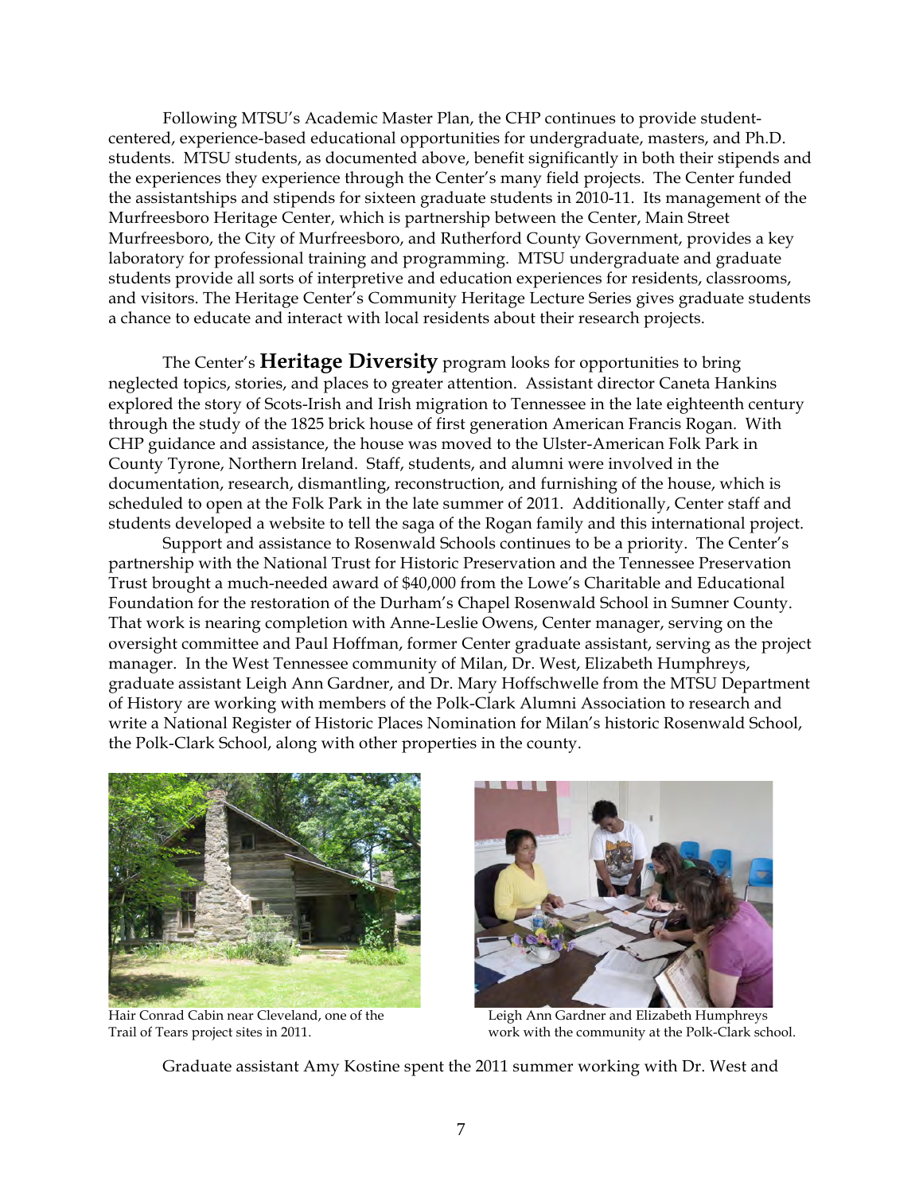Following MTSU's Academic Master Plan, the CHP continues to provide student-centered, experience-based educational opportunities for undergraduate, masters, and Ph.D. students. MTSU students, as documented above, benefit significantly in both their stipends and the experiences they experience through the Center's many field projects. The Center funded the assistantships and stipends for sixteen graduate students in 2010-11. Its management of the Murfreesboro Heritage Center, which is partnership between the Center, Main Street Murfreesboro, the City of Murfreesboro, and Rutherford County Government, provides a key laboratory for professional training and programming. MTSU undergraduate and graduate students provide all sorts of interpretive and education experiences for residents, classrooms, and visitors. The Heritage Center's Community Heritage Lecture Series gives graduate students a chance to educate and interact with local residents about their research projects.

The Center's **Heritage Diversity** program looks for opportunities to bring neglected topics, stories, and places to greater attention. Assistant director Caneta Hankins explored the story of Scots-Irish and Irish migration to Tennessee in the late eighteenth century through the study of the 1825 brick house of first generation American Francis Rogan. With CHP guidance and assistance, the house was moved to the Ulster-American Folk Park in County Tyrone, Northern Ireland. Staff, students, and alumni were involved in the documentation, research, dismantling, reconstruction, and furnishing of the house, which is scheduled to open at the Folk Park in the late summer of 2011. Additionally, Center staff and students developed a website to tell the saga of the Rogan family and this international project.

Support and assistance to Rosenwald Schools continues to be a priority. The Center's partnership with the National Trust for Historic Preservation and the Tennessee Preservation Trust brought a much-needed award of $40,000 from the Lowe's Charitable and Educational Foundation for the restoration of the Durham's Chapel Rosenwald School in Sumner County. That work is nearing completion with Anne-Leslie Owens, Center manager, serving on the oversight committee and Paul Hoffman, former Center graduate assistant, serving as the project manager. In the West Tennessee community of Milan, Dr. West, Elizabeth Humphreys, graduate assistant Leigh Ann Gardner, and Dr. Mary Hoffschwelle from the MTSU Department of History are working with members of the Polk-Clark Alumni Association to research and write a National Register of Historic Places Nomination for Milan's historic Rosenwald School, the Polk-Clark School, along with other properties in the county.

Hair Conrad Cabin near Cleveland, one of the Trail of Tears project sites in 2011.

Leigh Ann Gardner and Elizabeth Humphreys work with the community at the Polk-Clark school.

Graduate assistant Amy Kostine spent the 2011 summer working with Dr. West and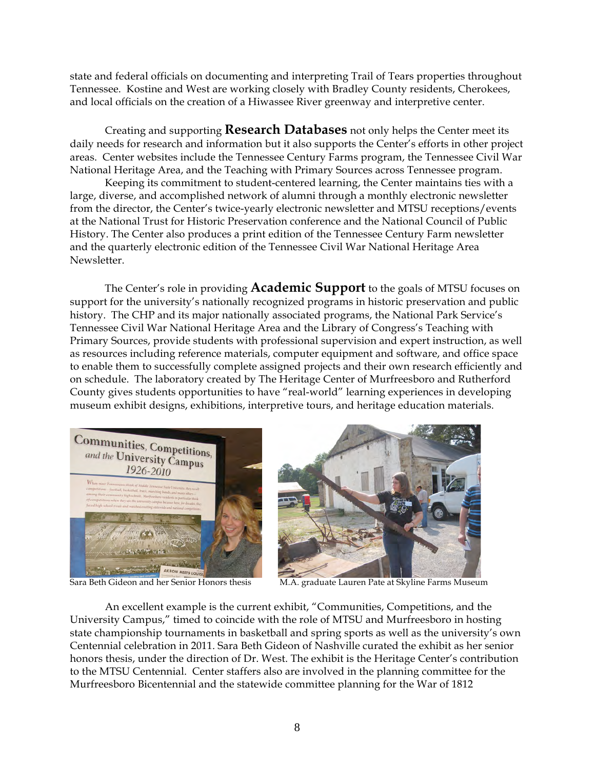state and federal officials on documenting and interpreting Trail of Tears properties throughout Tennessee. Kostine and West are working closely with Bradley County residents, Cherokees, and local officials on the creation of a Hiwassee River greenway and interpretive center.

Creating and supporting **Research Databases** not only helps the Center meet its daily needs for research and information but it also supports the Center's efforts in other project areas. Center websites include the Tennessee Century Farms program, the Tennessee Civil War National Heritage Area, and the Teaching with Primary Sources across Tennessee program.

Keeping its commitment to student-centered learning, the Center maintains ties with a large, diverse, and accomplished network of alumni through a monthly electronic newsletter from the director, the Center's twice-yearly electronic newsletter and MTSU receptions/events at the National Trust for Historic Preservation conference and the National Council of Public History. The Center also produces a print edition of the Tennessee Century Farm newsletter and the quarterly electronic edition of the Tennessee Civil War National Heritage Area Newsletter.

The Center's role in providing **Academic Support** to the goals of MTSU focuses on support for the university's nationally recognized programs in historic preservation and public history. The CHP and its major nationally associated programs, the National Park Service's Tennessee Civil War National Heritage Area and the Library of Congress's Teaching with Primary Sources, provide students with professional supervision and expert instruction, as well as resources including reference materials, computer equipment and software, and office space to enable them to successfully complete assigned projects and their own research efficiently and on schedule. The laboratory created by The Heritage Center of Murfreesboro and Rutherford County gives students opportunities to have "real-world" learning experiences in developing museum exhibit designs, exhibitions, interpretive tours, and heritage education materials.

Sara Beth Gideon and her Senior Honors thesis

M.A. graduate Lauren Pate at Skyline Farms Museum

An excellent example is the current exhibit, "Communities, Competitions, and the University Campus," timed to coincide with the role of MTSU and Murfreesboro in hosting state championship tournaments in basketball and spring sports as well as the university's own Centennial celebration in 2011. Sara Beth Gideon of Nashville curated the exhibit as her senior honors thesis, under the direction of Dr. West. The exhibit is the Heritage Center's contribution to the MTSU Centennial. Center staffers also are involved in the planning committee for the Murfreesboro Bicentennial and the statewide committee planning for the War of 1812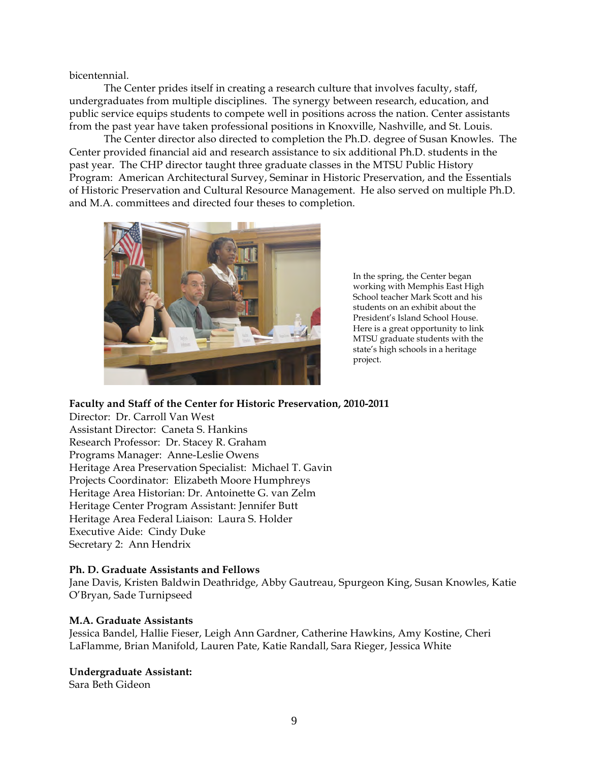bicentennial.

The Center prides itself in creating a research culture that involves faculty, staff, undergraduates from multiple disciplines. The synergy between research, education, and public service equips students to compete well in positions across the nation. Center assistants from the past year have taken professional positions in Knoxville, Nashville, and St. Louis.

The Center director also directed to completion the Ph.D. degree of Susan Knowles. The Center provided financial aid and research assistance to six additional Ph.D. students in the past year. The CHP director taught three graduate classes in the MTSU Public History Program: American Architectural Survey, Seminar in Historic Preservation, and the Essentials of Historic Preservation and Cultural Resource Management. He also served on multiple Ph.D. and M.A. committees and directed four theses to completion.

In the spring, the Center began working with Memphis East High School teacher Mark Scott and his students on an exhibit about the President's Island School House. Here is a great opportunity to link MTSU graduate students with the state's high schools in a heritage project.

**Faculty and Staff of the Center for Historic Preservation, 2010-2011**

Director: Dr. Carroll Van West
Assistant Director: Caneta S. Hankins
Research Professor: Dr. Stacey R. Graham
Programs Manager: Anne-Leslie Owens
Heritage Area Preservation Specialist: Michael T. Gavin
Projects Coordinator: Elizabeth Moore Humphreys
Heritage Area Historian: Dr. Antoinette G. van Zelm
Heritage Center Program Assistant: Jennifer Butt
Heritage Area Federal Liaison: Laura S. Holder
Executive Aide: Cindy Duke
Secretary 2: Ann Hendrix

**Ph. D. Graduate Assistants and Fellows**

Jane Davis, Kristen Baldwin Deathridge, Abby Gautreau, Spurgeon King, Susan Knowles, Katie O'Bryan, Sade Turnipseed

**M.A. Graduate Assistants**

Jessica Bandel, Hallie Fieser, Leigh Ann Gardner, Catherine Hawkins, Amy Kostine, Cheri LaFlamme, Brian Manifold, Lauren Pate, Katie Randall, Sara Rieger, Jessica White

**Undergraduate Assistant:**

Sara Beth Gideon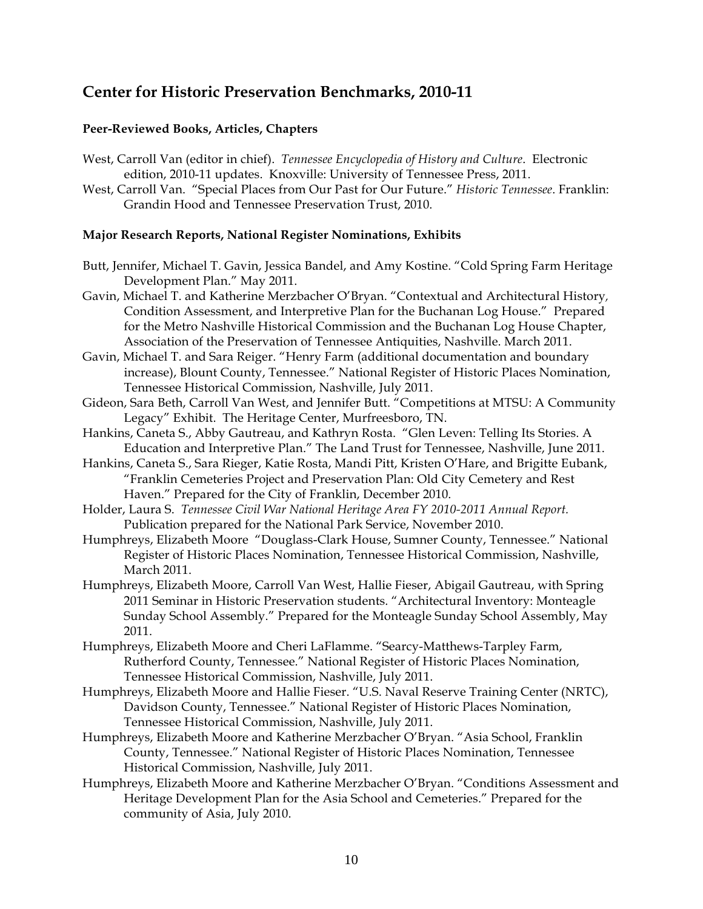## Center for Historic Preservation Benchmarks, 2010-11

### Peer-Reviewed Books, Articles, Chapters

West, Carroll Van (editor in chief). *Tennessee Encyclopedia of History and Culture*. Electronic edition, 2010-11 updates. Knoxville: University of Tennessee Press, 2011.

West, Carroll Van. "Special Places from Our Past for Our Future." *Historic Tennessee*. Franklin: Grandin Hood and Tennessee Preservation Trust, 2010.

### Major Research Reports, National Register Nominations, Exhibits

Butt, Jennifer, Michael T. Gavin, Jessica Bandel, and Amy Kostine. "Cold Spring Farm Heritage Development Plan." May 2011.

Gavin, Michael T. and Katherine Merzbacher O'Bryan. "Contextual and Architectural History, Condition Assessment, and Interpretive Plan for the Buchanan Log House." Prepared for the Metro Nashville Historical Commission and the Buchanan Log House Chapter, Association of the Preservation of Tennessee Antiquities, Nashville. March 2011.

Gavin, Michael T. and Sara Reiger. "Henry Farm (additional documentation and boundary increase), Blount County, Tennessee." National Register of Historic Places Nomination, Tennessee Historical Commission, Nashville, July 2011.

Gideon, Sara Beth, Carroll Van West, and Jennifer Butt. "Competitions at MTSU: A Community Legacy" Exhibit. The Heritage Center, Murfreesboro, TN.

Hankins, Caneta S., Abby Gautreau, and Kathryn Rosta. "Glen Leven: Telling Its Stories. A Education and Interpretive Plan." The Land Trust for Tennessee, Nashville, June 2011.

Hankins, Caneta S., Sara Rieger, Katie Rosta, Mandi Pitt, Kristen O'Hare, and Brigitte Eubank, "Franklin Cemeteries Project and Preservation Plan: Old City Cemetery and Rest Haven." Prepared for the City of Franklin, December 2010.

Holder, Laura S. *Tennessee Civil War National Heritage Area FY 2010-2011 Annual Report.* Publication prepared for the National Park Service, November 2010.

Humphreys, Elizabeth Moore "Douglass-Clark House, Sumner County, Tennessee." National Register of Historic Places Nomination, Tennessee Historical Commission, Nashville, March 2011.

Humphreys, Elizabeth Moore, Carroll Van West, Hallie Fieser, Abigail Gautreau, with Spring 2011 Seminar in Historic Preservation students. "Architectural Inventory: Monteagle Sunday School Assembly." Prepared for the Monteagle Sunday School Assembly, May 2011.

Humphreys, Elizabeth Moore and Cheri LaFlamme. "Searcy-Matthews-Tarpley Farm, Rutherford County, Tennessee." National Register of Historic Places Nomination, Tennessee Historical Commission, Nashville, July 2011.

Humphreys, Elizabeth Moore and Hallie Fieser. "U.S. Naval Reserve Training Center (NRTC), Davidson County, Tennessee." National Register of Historic Places Nomination, Tennessee Historical Commission, Nashville, July 2011.

Humphreys, Elizabeth Moore and Katherine Merzbacher O'Bryan. "Asia School, Franklin County, Tennessee." National Register of Historic Places Nomination, Tennessee Historical Commission, Nashville, July 2011.

Humphreys, Elizabeth Moore and Katherine Merzbacher O'Bryan. "Conditions Assessment and Heritage Development Plan for the Asia School and Cemeteries." Prepared for the community of Asia, July 2010.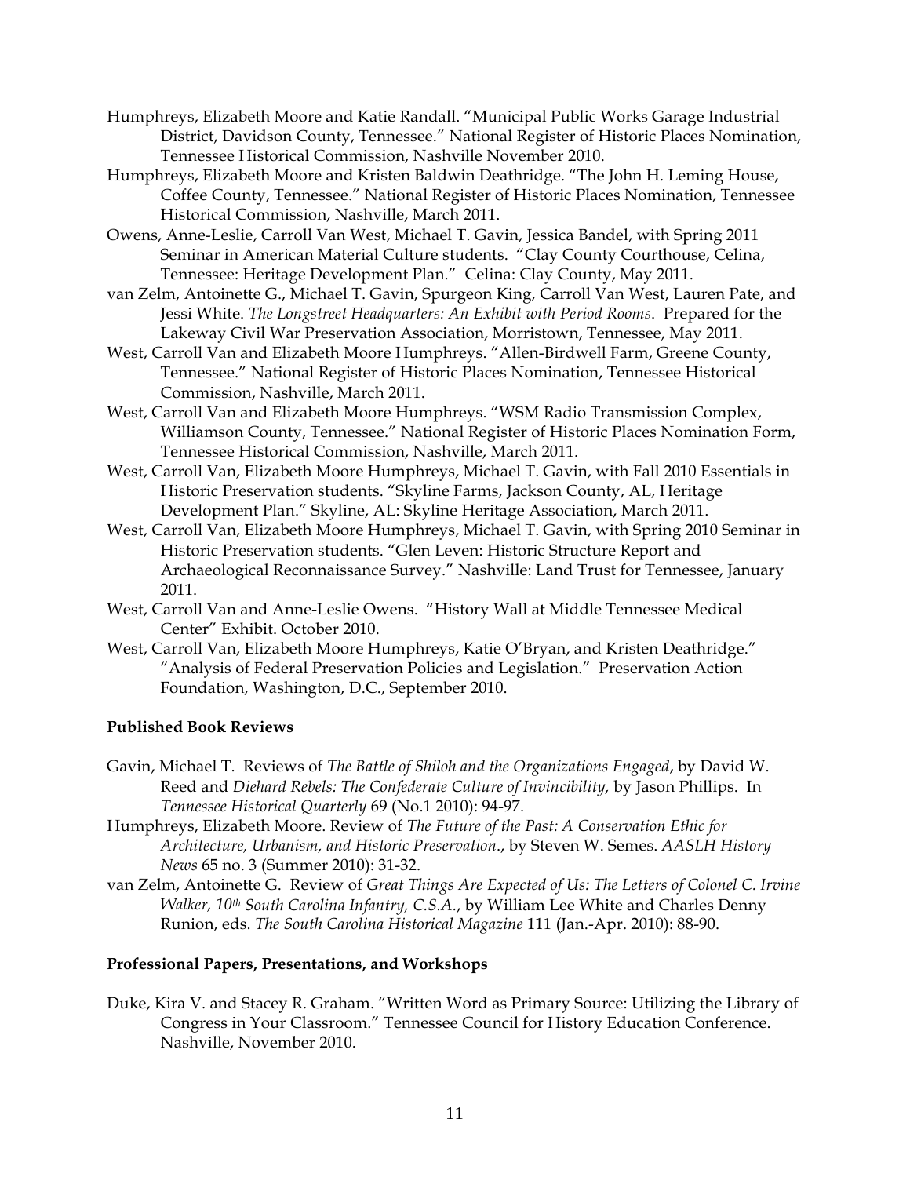Humphreys, Elizabeth Moore and Katie Randall. "Municipal Public Works Garage Industrial District, Davidson County, Tennessee." National Register of Historic Places Nomination, Tennessee Historical Commission, Nashville November 2010.

Humphreys, Elizabeth Moore and Kristen Baldwin Deathridge. "The John H. Leming House, Coffee County, Tennessee." National Register of Historic Places Nomination, Tennessee Historical Commission, Nashville, March 2011.

Owens, Anne-Leslie, Carroll Van West, Michael T. Gavin, Jessica Bandel, with Spring 2011 Seminar in American Material Culture students. "Clay County Courthouse, Celina, Tennessee: Heritage Development Plan." Celina: Clay County, May 2011.

van Zelm, Antoinette G., Michael T. Gavin, Spurgeon King, Carroll Van West, Lauren Pate, and Jessi White. *The Longstreet Headquarters: An Exhibit with Period Rooms*. Prepared for the Lakeway Civil War Preservation Association, Morristown, Tennessee, May 2011.

West, Carroll Van and Elizabeth Moore Humphreys. "Allen-Birdwell Farm, Greene County, Tennessee." National Register of Historic Places Nomination, Tennessee Historical Commission, Nashville, March 2011.

West, Carroll Van and Elizabeth Moore Humphreys. "WSM Radio Transmission Complex, Williamson County, Tennessee." National Register of Historic Places Nomination Form, Tennessee Historical Commission, Nashville, March 2011.

West, Carroll Van, Elizabeth Moore Humphreys, Michael T. Gavin, with Fall 2010 Essentials in Historic Preservation students. "Skyline Farms, Jackson County, AL, Heritage Development Plan." Skyline, AL: Skyline Heritage Association, March 2011.

West, Carroll Van, Elizabeth Moore Humphreys, Michael T. Gavin, with Spring 2010 Seminar in Historic Preservation students. "Glen Leven: Historic Structure Report and Archaeological Reconnaissance Survey." Nashville: Land Trust for Tennessee, January 2011.

West, Carroll Van and Anne-Leslie Owens. "History Wall at Middle Tennessee Medical Center" Exhibit. October 2010.

West, Carroll Van, Elizabeth Moore Humphreys, Katie O'Bryan, and Kristen Deathridge." "Analysis of Federal Preservation Policies and Legislation." Preservation Action Foundation, Washington, D.C., September 2010.

**Published Book Reviews**

Gavin, Michael T. Reviews of *The Battle of Shiloh and the Organizations Engaged*, by David W. Reed and *Diehard Rebels: The Confederate Culture of Invincibility,* by Jason Phillips. In *Tennessee Historical Quarterly* 69 (No.1 2010): 94-97.

Humphreys, Elizabeth Moore. Review of *The Future of the Past: A Conservation Ethic for Architecture, Urbanism, and Historic Preservation.*, by Steven W. Semes. *AASLH History News* 65 no. 3 (Summer 2010): 31-32.

van Zelm, Antoinette G. Review of *Great Things Are Expected of Us: The Letters of Colonel C. Irvine Walker, 10th South Carolina Infantry, C.S.A.*, by William Lee White and Charles Denny Runion, eds. *The South Carolina Historical Magazine* 111 (Jan.-Apr. 2010): 88-90.

**Professional Papers, Presentations, and Workshops**

Duke, Kira V. and Stacey R. Graham. "Written Word as Primary Source: Utilizing the Library of Congress in Your Classroom." Tennessee Council for History Education Conference. Nashville, November 2010.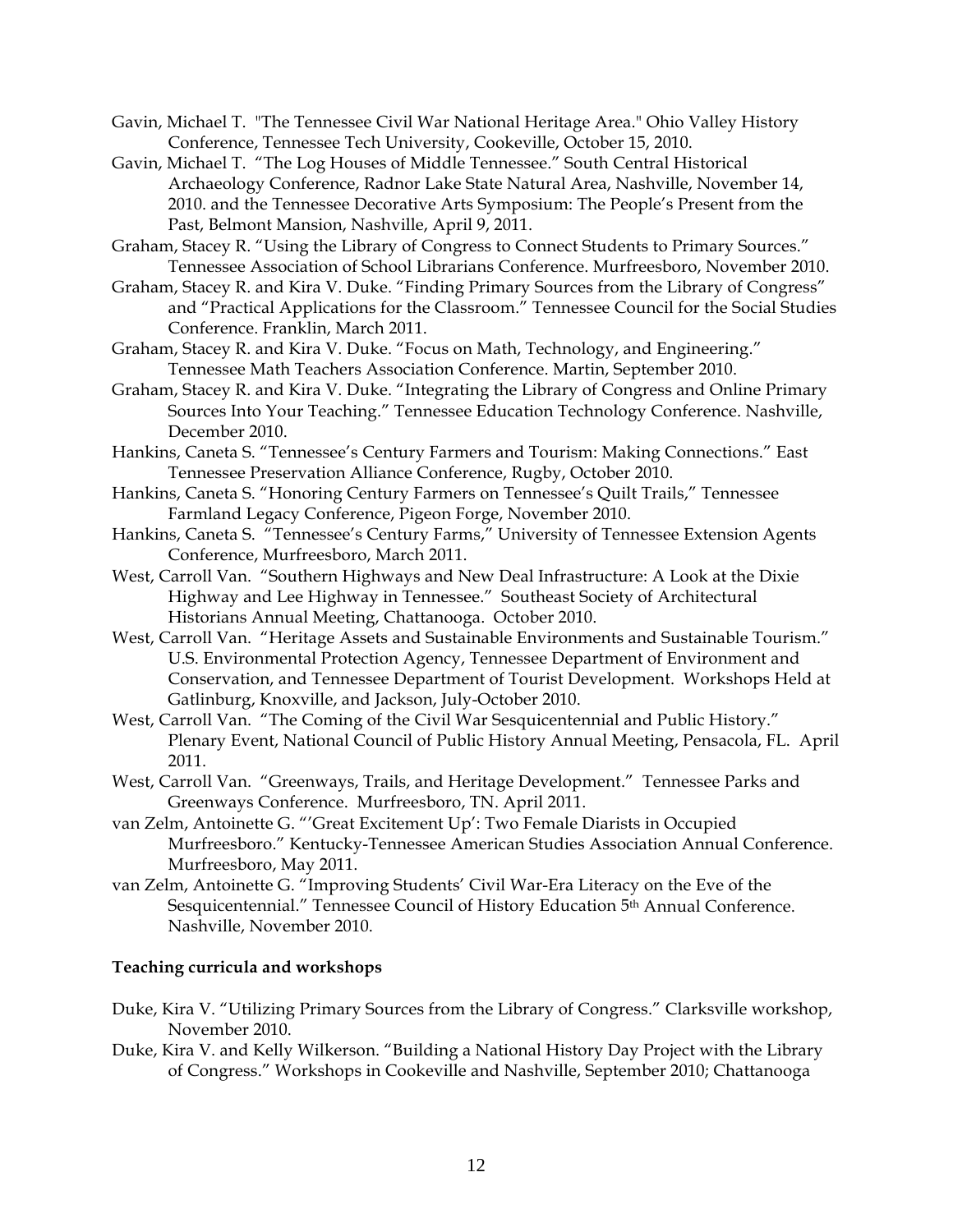Gavin, Michael T. "The Tennessee Civil War National Heritage Area." Ohio Valley History Conference, Tennessee Tech University, Cookeville, October 15, 2010.

Gavin, Michael T. "The Log Houses of Middle Tennessee." South Central Historical Archaeology Conference, Radnor Lake State Natural Area, Nashville, November 14, 2010. and the Tennessee Decorative Arts Symposium: The People's Present from the Past, Belmont Mansion, Nashville, April 9, 2011.

Graham, Stacey R. "Using the Library of Congress to Connect Students to Primary Sources." Tennessee Association of School Librarians Conference. Murfreesboro, November 2010.

Graham, Stacey R. and Kira V. Duke. "Finding Primary Sources from the Library of Congress" and "Practical Applications for the Classroom." Tennessee Council for the Social Studies Conference. Franklin, March 2011.

Graham, Stacey R. and Kira V. Duke. "Focus on Math, Technology, and Engineering." Tennessee Math Teachers Association Conference. Martin, September 2010.

Graham, Stacey R. and Kira V. Duke. "Integrating the Library of Congress and Online Primary Sources Into Your Teaching." Tennessee Education Technology Conference. Nashville, December 2010.

Hankins, Caneta S. "Tennessee's Century Farmers and Tourism: Making Connections." East Tennessee Preservation Alliance Conference, Rugby, October 2010.

Hankins, Caneta S. "Honoring Century Farmers on Tennessee's Quilt Trails," Tennessee Farmland Legacy Conference, Pigeon Forge, November 2010.

Hankins, Caneta S. "Tennessee's Century Farms," University of Tennessee Extension Agents Conference, Murfreesboro, March 2011.

West, Carroll Van. "Southern Highways and New Deal Infrastructure: A Look at the Dixie Highway and Lee Highway in Tennessee." Southeast Society of Architectural Historians Annual Meeting, Chattanooga. October 2010.

West, Carroll Van. "Heritage Assets and Sustainable Environments and Sustainable Tourism." U.S. Environmental Protection Agency, Tennessee Department of Environment and Conservation, and Tennessee Department of Tourist Development. Workshops Held at Gatlinburg, Knoxville, and Jackson, July-October 2010.

West, Carroll Van. "The Coming of the Civil War Sesquicentennial and Public History." Plenary Event, National Council of Public History Annual Meeting, Pensacola, FL. April 2011.

West, Carroll Van. "Greenways, Trails, and Heritage Development." Tennessee Parks and Greenways Conference. Murfreesboro, TN. April 2011.

van Zelm, Antoinette G. "'Great Excitement Up': Two Female Diarists in Occupied Murfreesboro." Kentucky-Tennessee American Studies Association Annual Conference. Murfreesboro, May 2011.

van Zelm, Antoinette G. "Improving Students' Civil War-Era Literacy on the Eve of the Sesquicentennial." Tennessee Council of History Education 5th Annual Conference. Nashville, November 2010.

**Teaching curricula and workshops**

Duke, Kira V. "Utilizing Primary Sources from the Library of Congress." Clarksville workshop, November 2010.

Duke, Kira V. and Kelly Wilkerson. "Building a National History Day Project with the Library of Congress." Workshops in Cookeville and Nashville, September 2010; Chattanooga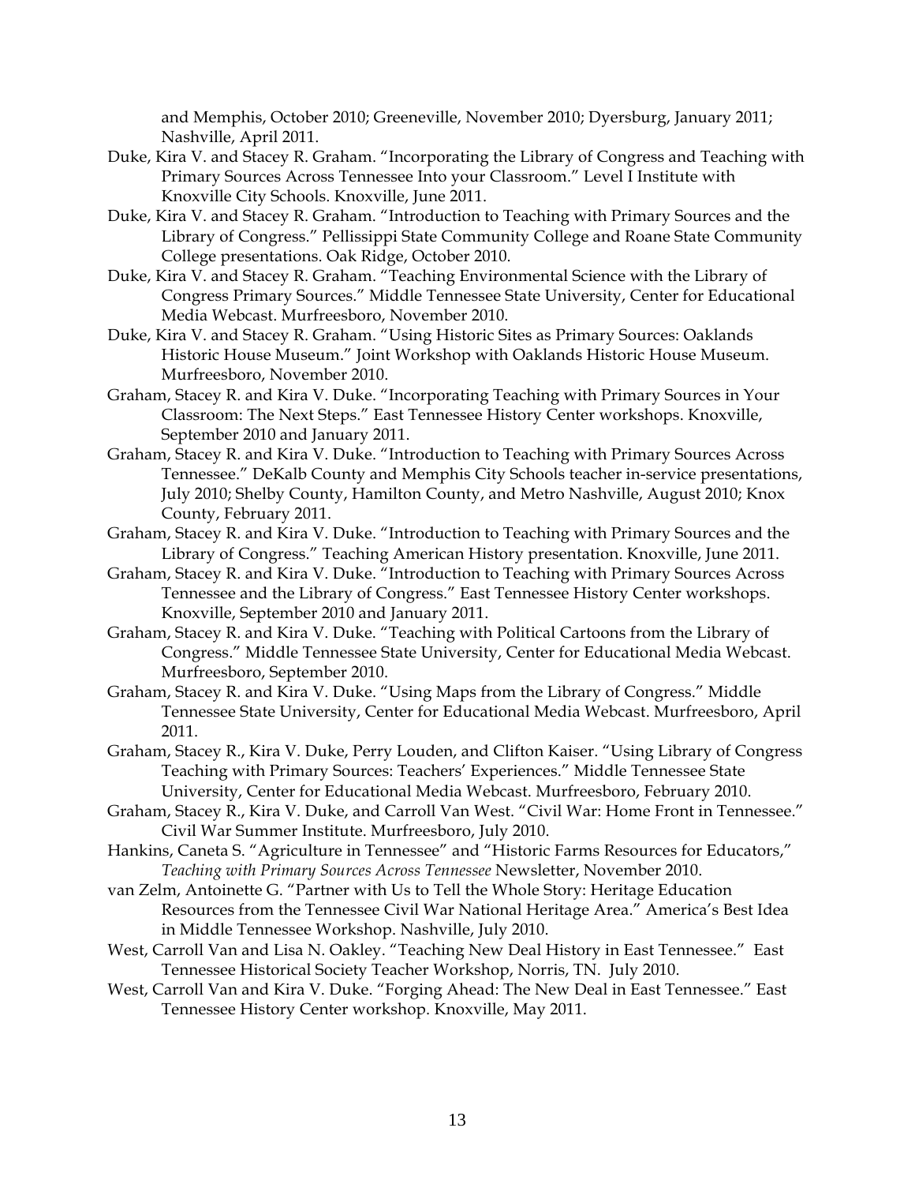and Memphis, October 2010; Greeneville, November 2010; Dyersburg, January 2011; Nashville, April 2011.

Duke, Kira V. and Stacey R. Graham. "Incorporating the Library of Congress and Teaching with Primary Sources Across Tennessee Into your Classroom." Level I Institute with Knoxville City Schools. Knoxville, June 2011.

Duke, Kira V. and Stacey R. Graham. "Introduction to Teaching with Primary Sources and the Library of Congress." Pellissippi State Community College and Roane State Community College presentations. Oak Ridge, October 2010.

Duke, Kira V. and Stacey R. Graham. "Teaching Environmental Science with the Library of Congress Primary Sources." Middle Tennessee State University, Center for Educational Media Webcast. Murfreesboro, November 2010.

Duke, Kira V. and Stacey R. Graham. "Using Historic Sites as Primary Sources: Oaklands Historic House Museum." Joint Workshop with Oaklands Historic House Museum. Murfreesboro, November 2010.

Graham, Stacey R. and Kira V. Duke. "Incorporating Teaching with Primary Sources in Your Classroom: The Next Steps." East Tennessee History Center workshops. Knoxville, September 2010 and January 2011.

Graham, Stacey R. and Kira V. Duke. "Introduction to Teaching with Primary Sources Across Tennessee." DeKalb County and Memphis City Schools teacher in-service presentations, July 2010; Shelby County, Hamilton County, and Metro Nashville, August 2010; Knox County, February 2011.

Graham, Stacey R. and Kira V. Duke. "Introduction to Teaching with Primary Sources and the Library of Congress." Teaching American History presentation. Knoxville, June 2011.

Graham, Stacey R. and Kira V. Duke. "Introduction to Teaching with Primary Sources Across Tennessee and the Library of Congress." East Tennessee History Center workshops. Knoxville, September 2010 and January 2011.

Graham, Stacey R. and Kira V. Duke. "Teaching with Political Cartoons from the Library of Congress." Middle Tennessee State University, Center for Educational Media Webcast. Murfreesboro, September 2010.

Graham, Stacey R. and Kira V. Duke. "Using Maps from the Library of Congress." Middle Tennessee State University, Center for Educational Media Webcast. Murfreesboro, April 2011.

Graham, Stacey R., Kira V. Duke, Perry Louden, and Clifton Kaiser. "Using Library of Congress Teaching with Primary Sources: Teachers' Experiences." Middle Tennessee State University, Center for Educational Media Webcast. Murfreesboro, February 2010.

Graham, Stacey R., Kira V. Duke, and Carroll Van West. "Civil War: Home Front in Tennessee." Civil War Summer Institute. Murfreesboro, July 2010.

Hankins, Caneta S. "Agriculture in Tennessee" and "Historic Farms Resources for Educators," *Teaching with Primary Sources Across Tennessee* Newsletter, November 2010.

van Zelm, Antoinette G. "Partner with Us to Tell the Whole Story: Heritage Education Resources from the Tennessee Civil War National Heritage Area." America's Best Idea in Middle Tennessee Workshop. Nashville, July 2010.

West, Carroll Van and Lisa N. Oakley. "Teaching New Deal History in East Tennessee." East Tennessee Historical Society Teacher Workshop, Norris, TN. July 2010.

West, Carroll Van and Kira V. Duke. "Forging Ahead: The New Deal in East Tennessee." East Tennessee History Center workshop. Knoxville, May 2011.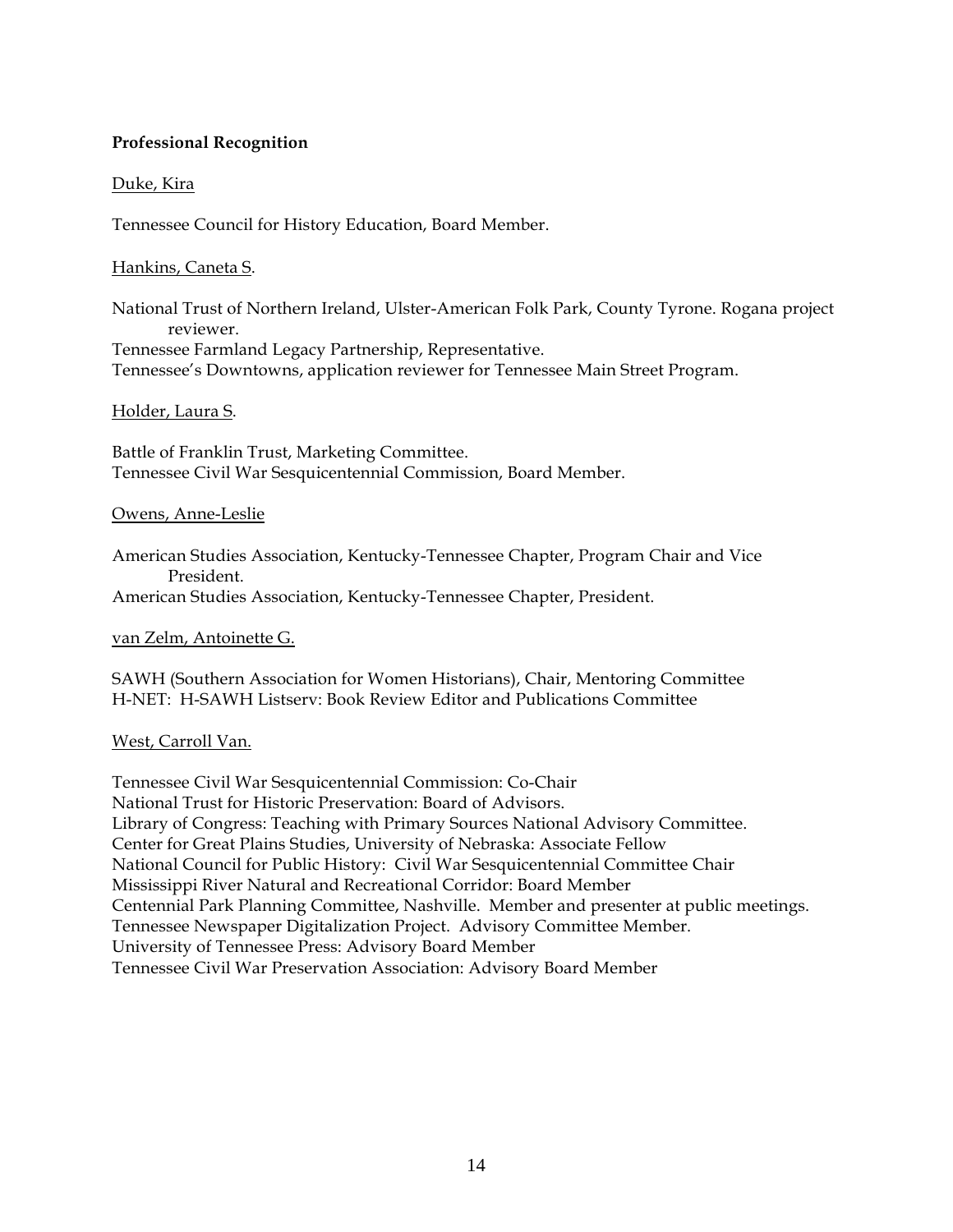**Professional Recognition**

Duke, Kira

Tennessee Council for History Education, Board Member.

Hankins, Caneta S.

National Trust of Northern Ireland, Ulster-American Folk Park, County Tyrone. Rogana project reviewer.
Tennessee Farmland Legacy Partnership, Representative.
Tennessee's Downtowns, application reviewer for Tennessee Main Street Program.

Holder, Laura S.

Battle of Franklin Trust, Marketing Committee.
Tennessee Civil War Sesquicentennial Commission, Board Member.

Owens, Anne-Leslie

American Studies Association, Kentucky-Tennessee Chapter, Program Chair and Vice President.
American Studies Association, Kentucky-Tennessee Chapter, President.

van Zelm, Antoinette G.

SAWH (Southern Association for Women Historians), Chair, Mentoring Committee
H-NET: H-SAWH Listserv: Book Review Editor and Publications Committee

West, Carroll Van.

Tennessee Civil War Sesquicentennial Commission: Co-Chair
National Trust for Historic Preservation: Board of Advisors.
Library of Congress: Teaching with Primary Sources National Advisory Committee.
Center for Great Plains Studies, University of Nebraska: Associate Fellow
National Council for Public History: Civil War Sesquicentennial Committee Chair
Mississippi River Natural and Recreational Corridor: Board Member
Centennial Park Planning Committee, Nashville. Member and presenter at public meetings.
Tennessee Newspaper Digitalization Project. Advisory Committee Member.
University of Tennessee Press: Advisory Board Member
Tennessee Civil War Preservation Association: Advisory Board Member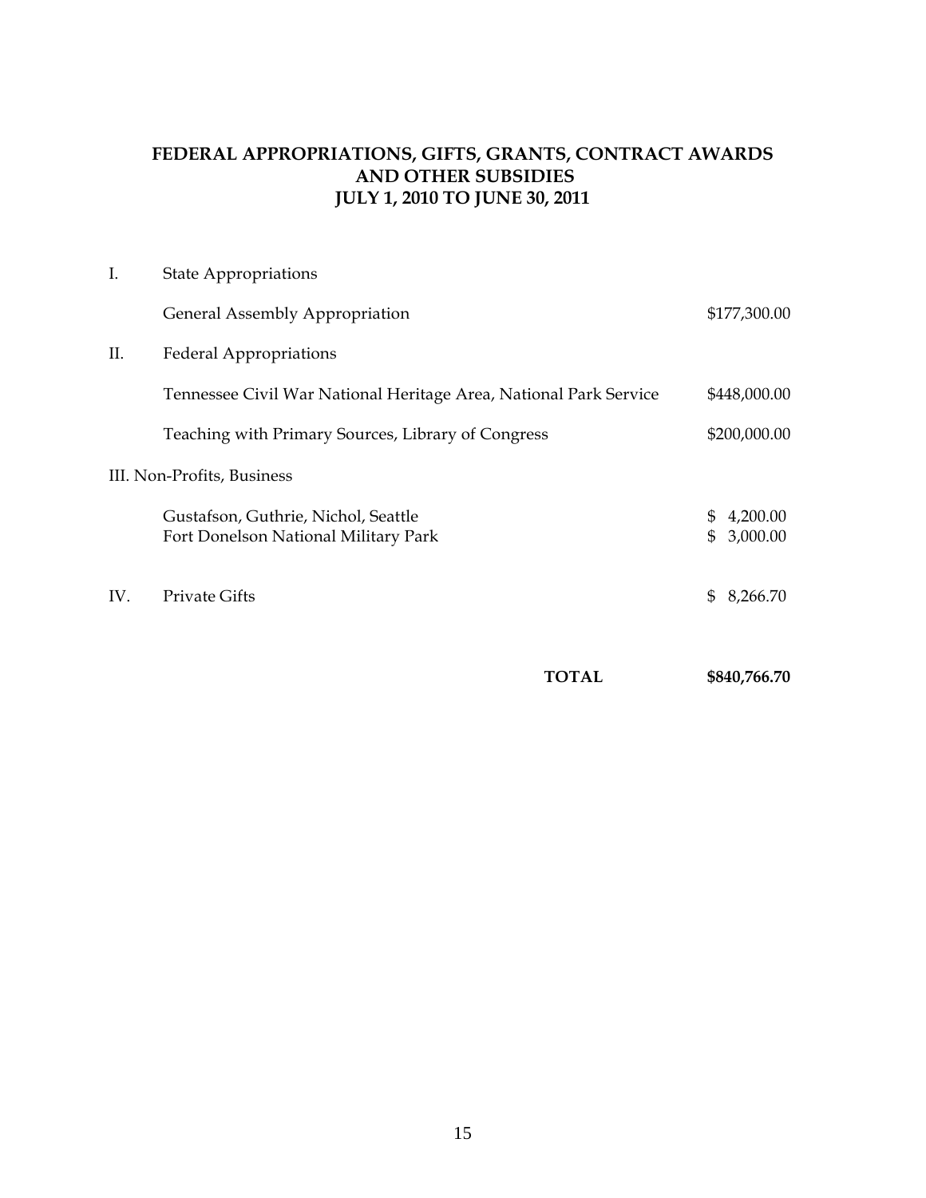# FEDERAL APPROPRIATIONS, GIFTS, GRANTS, CONTRACT AWARDS AND OTHER SUBSIDIES JULY 1, 2010 TO JUNE 30, 2011

| | | |
|---|---|---|
| I. | State Appropriations | |
| | General Assembly Appropriation | $177,300.00 |
| II. | Federal Appropriations | |
| | Tennessee Civil War National Heritage Area, National Park Service | $448,000.00 |
| | Teaching with Primary Sources, Library of Congress | $200,000.00 |
| III. | Non-Profits, Business | |
| | Gustafson, Guthrie, Nichol, Seattle | $ 4,200.00 |
| | Fort Donelson National Military Park | $ 3,000.00 |
| IV. | Private Gifts | $ 8,266.70 |
| | **TOTAL** | **$840,766.70** |